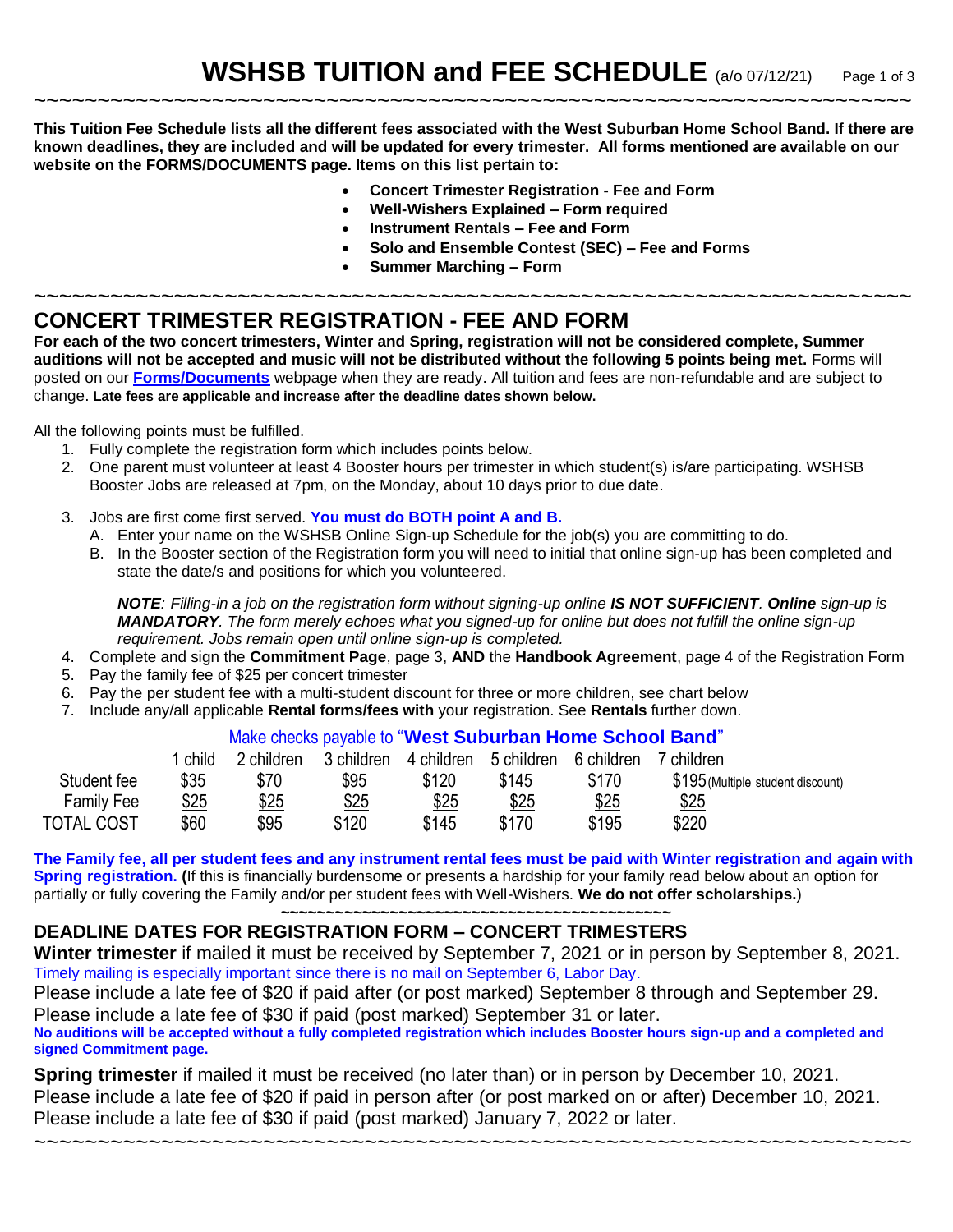# WSHSB TUITION and FEE SCHEDULE (a/o 07/12/21)

~~~~~~~~~~~~~~~~~~~~~~~~~~~~~~~~~~~~~~~~~~~~~~~~~~~~~~~~~~~~~~~~~~~~~~~~

**This Tuition Fee Schedule lists all the different fees associated with the West Suburban Home School Band. If there are known deadlines, they are included and will be updated for every trimester. All forms mentioned are available on our website on the FORMS/DOCUMENTS page. Items on this list pertain to:**

- **Concert Trimester Registration - Fee and Form**
- **Well-Wishers Explained – Form required**
- **Instrument Rentals – Fee and Form**
- **Solo and Ensemble Contest (SEC) – Fee and Forms**
- **Summer Marching – Form**

~~~~~~~~~~~~~~~~~~~~~~~~~~~~~~~~~~~~~~~~~~~~~~~~~~~~~~~~~~~~~~~~~~~~~~~~

## CONCERT TRIMESTER REGISTRATION - FEE AND FORM

**For each of the two concert trimesters, Winter and Spring, registration will not be considered complete, Summer auditions will not be accepted and music will not be distributed without the following 5 points being met.** Forms will posted on our **Forms/Documents** webpage when they are ready. All tuition and fees are non-refundable and are subject to change. **Late fees are applicable and increase after the deadline dates shown below.**

All the following points must be fulfilled.

1. Fully complete the registration form which includes points below.
2. One parent must volunteer at least 4 Booster hours per trimester in which student(s) is/are participating. WSHSB Booster Jobs are released at 7pm, on the Monday, about 10 days prior to due date.
3. Jobs are first come first served. **You must do BOTH point A and B.**
   A. Enter your name on the WSHSB Online Sign-up Schedule for the job(s) you are committing to do.
   B. In the Booster section of the Registration form you will need to initial that online sign-up has been completed and state the date/s and positions for which you volunteered.

   ***NOTE****: Filling-in a job on the registration form without signing-up online* ***IS NOT SUFFICIENT****.* ***Online*** *sign-up is* ***MANDATORY****. The form merely echoes what you signed-up for online but does not fulfill the online sign-up requirement. Jobs remain open until online sign-up is completed.*
4. Complete and sign the **Commitment Page**, page 3, **AND** the **Handbook Agreement**, page 4 of the Registration Form
5. Pay the family fee of $25 per concert trimester
6. Pay the per student fee with a multi-student discount for three or more children, see chart below
7. Include any/all applicable **Rental forms/fees with** your registration. See **Rentals** further down.

Make checks payable to "**West Suburban Home School Band**"

| | 1 child | 2 children | 3 children | 4 children | 5 children | 6 children | 7 children |
|---|---|---|---|---|---|---|---|
| Student fee | $35 | $70 | $95 | $120 | $145 | $170 | $195 (Multiple student discount) |
| Family Fee | $25 | $25 | $25 | $25 | $25 | $25 | $25 |
| TOTAL COST | $60 | $95 | $120 | $145 | $170 | $195 | $220 |

**The Family fee, all per student fees and any instrument rental fees must be paid with Winter registration and again with Spring registration. (**If this is financially burdensome or presents a hardship for your family read below about an option for partially or fully covering the Family and/or per student fees with Well-Wishers. **We do not offer scholarships.**)

~~~~~~~~~~~~~~~~~~~~~~~~~~~~~~~~~~~~~~~~~~~~

## DEADLINE DATES FOR REGISTRATION FORM – CONCERT TRIMESTERS

**Winter trimester** if mailed it must be received by September 7, 2021 or in person by September 8, 2021.
Timely mailing is especially important since there is no mail on September 6, Labor Day.
Please include a late fee of $20 if paid after (or post marked) September 8 through and September 29.
Please include a late fee of $30 if paid (post marked) September 31 or later.
**No auditions will be accepted without a fully completed registration which includes Booster hours sign-up and a completed and signed Commitment page.**

**Spring trimester** if mailed it must be received (no later than) or in person by December 10, 2021.
Please include a late fee of $20 if paid in person after (or post marked on or after) December 10, 2021.
Please include a late fee of $30 if paid (post marked) January 7, 2022 or later.

~~~~~~~~~~~~~~~~~~~~~~~~~~~~~~~~~~~~~~~~~~~~~~~~~~~~~~~~~~~~~~~~~~~~~~~~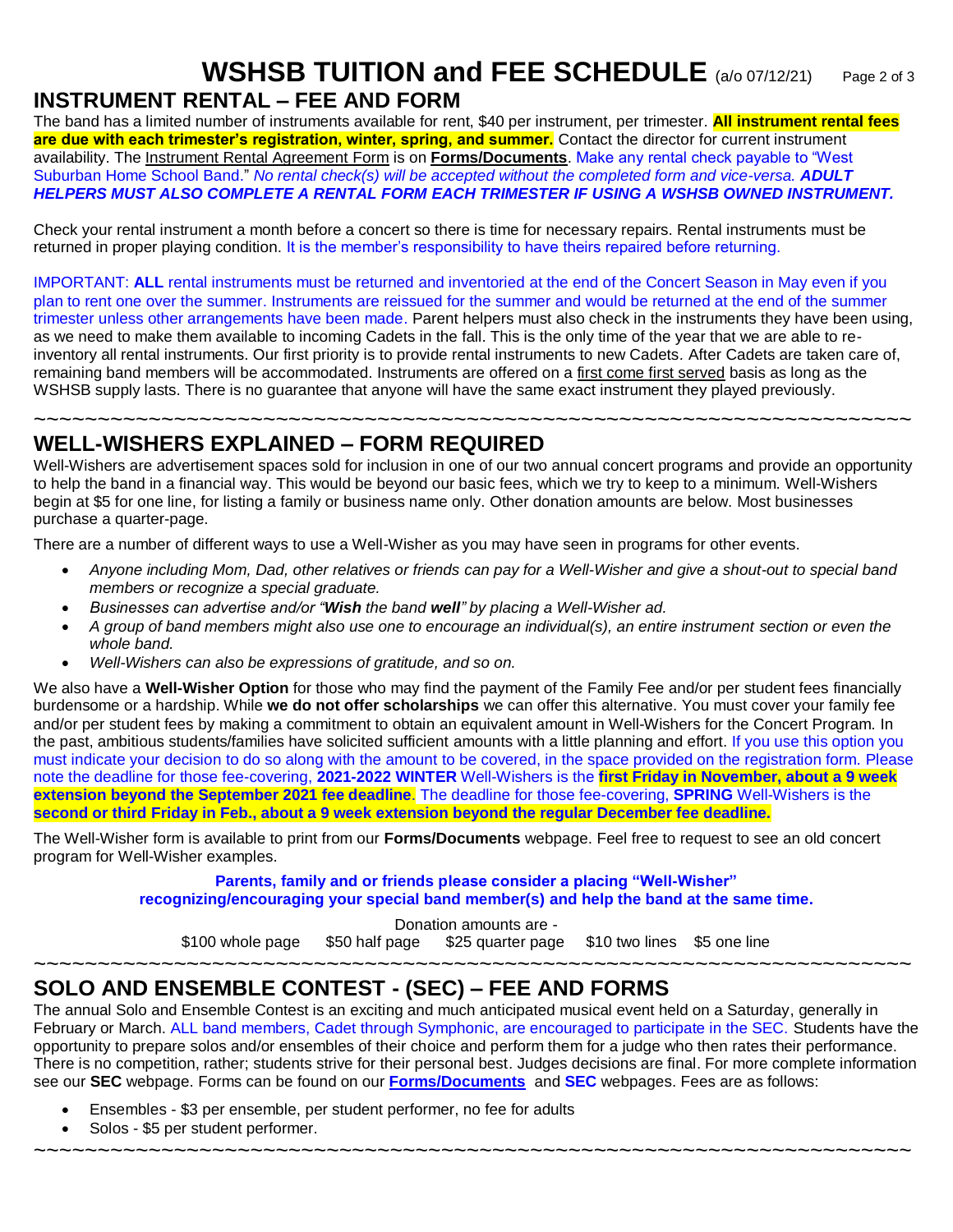# WSHSB TUITION and FEE SCHEDULE (a/o 07/12/21)

## INSTRUMENT RENTAL – FEE AND FORM

The band has a limited number of instruments available for rent, $40 per instrument, per trimester. **All instrument rental fees are due with each trimester's registration, winter, spring, and summer.** Contact the director for current instrument availability. The Instrument Rental Agreement Form is on **Forms/Documents**. Make any rental check payable to "West Suburban Home School Band." *No rental check(s) will be accepted without the completed form and vice-versa.* ***ADULT HELPERS MUST ALSO COMPLETE A RENTAL FORM EACH TRIMESTER IF USING A WSHSB OWNED INSTRUMENT.***

Check your rental instrument a month before a concert so there is time for necessary repairs. Rental instruments must be returned in proper playing condition. It is the member's responsibility to have theirs repaired before returning.

IMPORTANT: **ALL** rental instruments must be returned and inventoried at the end of the Concert Season in May even if you plan to rent one over the summer. Instruments are reissued for the summer and would be returned at the end of the summer trimester unless other arrangements have been made. Parent helpers must also check in the instruments they have been using, as we need to make them available to incoming Cadets in the fall. This is the only time of the year that we are able to re-inventory all rental instruments. Our first priority is to provide rental instruments to new Cadets. After Cadets are taken care of, remaining band members will be accommodated. Instruments are offered on a first come first served basis as long as the WSHSB supply lasts. There is no guarantee that anyone will have the same exact instrument they played previously.

~~~~~~~~~~~~~~~~~~~~~~~~~~~~~~~~~~~~~~~~~~~~~~~~~~~~~~~~~~~~~~~~~~~~~~~~

## WELL-WISHERS EXPLAINED – FORM REQUIRED

Well-Wishers are advertisement spaces sold for inclusion in one of our two annual concert programs and provide an opportunity to help the band in a financial way. This would be beyond our basic fees, which we try to keep to a minimum. Well-Wishers begin at $5 for one line, for listing a family or business name only. Other donation amounts are below. Most businesses purchase a quarter-page.

There are a number of different ways to use a Well-Wisher as you may have seen in programs for other events.

- *Anyone including Mom, Dad, other relatives or friends can pay for a Well-Wisher and give a shout-out to special band members or recognize a special graduate.*
- *Businesses can advertise and/or "**Wish** the band **well**" by placing a Well-Wisher ad.*
- *A group of band members might also use one to encourage an individual(s), an entire instrument section or even the whole band.*
- *Well-Wishers can also be expressions of gratitude, and so on.*

We also have a **Well-Wisher Option** for those who may find the payment of the Family Fee and/or per student fees financially burdensome or a hardship. While **we do not offer scholarships** we can offer this alternative. You must cover your family fee and/or per student fees by making a commitment to obtain an equivalent amount in Well-Wishers for the Concert Program. In the past, ambitious students/families have solicited sufficient amounts with a little planning and effort. If you use this option you must indicate your decision to do so along with the amount to be covered, in the space provided on the registration form. Please note the deadline for those fee-covering, **2021-2022 WINTER** Well-Wishers is the **first Friday in November, about a 9 week extension beyond the September 2021 fee deadline**. The deadline for those fee-covering, **SPRING** Well-Wishers is the **second or third Friday in Feb., about a 9 week extension beyond the regular December fee deadline.**

The Well-Wisher form is available to print from our **Forms/Documents** webpage. Feel free to request to see an old concert program for Well-Wisher examples.

**Parents, family and or friends please consider a placing "Well-Wisher" recognizing/encouraging your special band member(s) and help the band at the same time.**

Donation amounts are -
$100 whole page $50 half page $25 quarter page $10 two lines $5 one line

~~~~~~~~~~~~~~~~~~~~~~~~~~~~~~~~~~~~~~~~~~~~~~~~~~~~~~~~~~~~~~~~~~~~~~~~

## SOLO AND ENSEMBLE CONTEST - (SEC) – FEE AND FORMS

The annual Solo and Ensemble Contest is an exciting and much anticipated musical event held on a Saturday, generally in February or March. ALL band members, Cadet through Symphonic, are encouraged to participate in the SEC. Students have the opportunity to prepare solos and/or ensembles of their choice and perform them for a judge who then rates their performance. There is no competition, rather; students strive for their personal best. Judges decisions are final. For more complete information see our **SEC** webpage. Forms can be found on our **Forms/Documents** and **SEC** webpages. Fees are as follows:

- Ensembles - $3 per ensemble, per student performer, no fee for adults
- Solos - $5 per student performer.

~~~~~~~~~~~~~~~~~~~~~~~~~~~~~~~~~~~~~~~~~~~~~~~~~~~~~~~~~~~~~~~~~~~~~~~~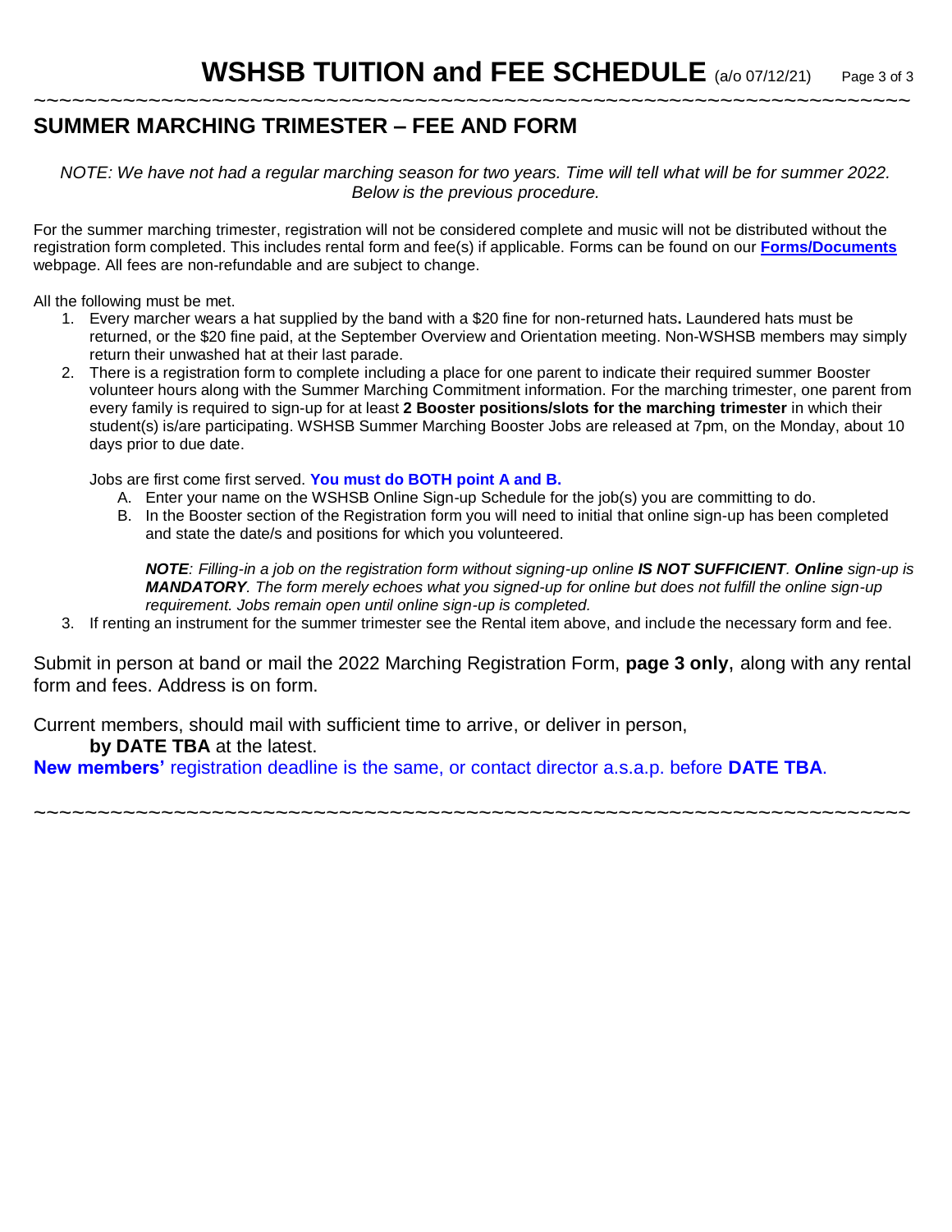# WSHSB TUITION and FEE SCHEDULE (a/o 07/12/21)

~~~~~~~~~~~~~~~~~~~~~~~~~~~~~~~~~~~~~~~~~~~~~~~~~~~~~~~~~~~~~~~~~~~~~~~~~~~~~~~~

## SUMMER MARCHING TRIMESTER – FEE AND FORM

*NOTE: We have not had a regular marching season for two years. Time will tell what will be for summer 2022. Below is the previous procedure.*

For the summer marching trimester, registration will not be considered complete and music will not be distributed without the registration form completed. This includes rental form and fee(s) if applicable. Forms can be found on our **Forms/Documents** webpage. All fees are non-refundable and are subject to change.

All the following must be met.

1. Every marcher wears a hat supplied by the band with a $20 fine for non-returned hats**.** Laundered hats must be returned, or the $20 fine paid, at the September Overview and Orientation meeting. Non-WSHSB members may simply return their unwashed hat at their last parade.
2. There is a registration form to complete including a place for one parent to indicate their required summer Booster volunteer hours along with the Summer Marching Commitment information. For the marching trimester, one parent from every family is required to sign-up for at least **2 Booster positions/slots for the marching trimester** in which their student(s) is/are participating. WSHSB Summer Marching Booster Jobs are released at 7pm, on the Monday, about 10 days prior to due date.

   Jobs are first come first served. **You must do BOTH point A and B.**

   A. Enter your name on the WSHSB Online Sign-up Schedule for the job(s) you are committing to do.
   B. In the Booster section of the Registration form you will need to initial that online sign-up has been completed and state the date/s and positions for which you volunteered.

   ***NOTE**: Filling-in a job on the registration form without signing-up online **IS NOT SUFFICIENT**. **Online** sign-up is **MANDATORY**. The form merely echoes what you signed-up for online but does not fulfill the online sign-up requirement. Jobs remain open until online sign-up is completed.*
3. If renting an instrument for the summer trimester see the Rental item above, and include the necessary form and fee.

Submit in person at band or mail the 2022 Marching Registration Form, **page 3 only**, along with any rental form and fees. Address is on form.

Current members, should mail with sufficient time to arrive, or deliver in person,
**by DATE TBA** at the latest.

**New members'** registration deadline is the same, or contact director a.s.a.p. before **DATE TBA**.

~~~~~~~~~~~~~~~~~~~~~~~~~~~~~~~~~~~~~~~~~~~~~~~~~~~~~~~~~~~~~~~~~~~~~~~~~~~~~~~~